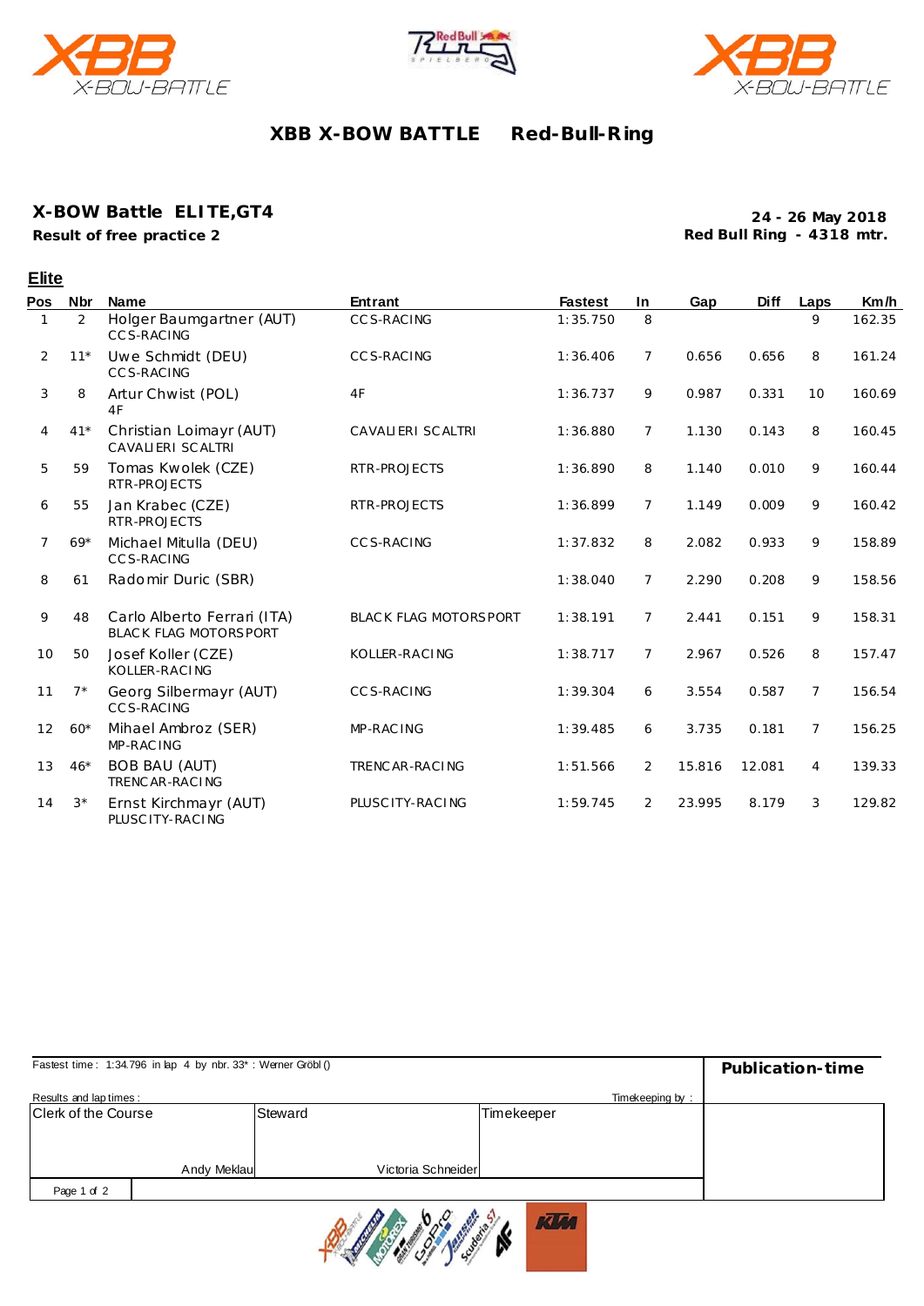# XBB X-BOW BATTLE Red-Bull-Ring

## X-BOW Battle ELITE,GT4

**Result of free practice 2**

**24 - 26 May 2018**
**Red Bull Ring - 4318 mtr.**

### Elite

| Pos | Nbr | Name | Entrant | Fastest | In | Gap | Diff | Laps | Km/h |
|---|---|---|---|---|---|---|---|---|---|
| 1 | 2 | Holger Baumgartner (AUT) CCS-RACING | CCS-RACING | 1:35.750 | 8 | | | 9 | 162.35 |
| 2 | 11* | Uwe Schmidt (DEU) CCS-RACING | CCS-RACING | 1:36.406 | 7 | 0.656 | 0.656 | 8 | 161.24 |
| 3 | 8 | Artur Chwist (POL) 4F | 4F | 1:36.737 | 9 | 0.987 | 0.331 | 10 | 160.69 |
| 4 | 41* | Christian Loimayr (AUT) CAVALIERI SCALTRI | CAVALIERI SCALTRI | 1:36.880 | 7 | 1.130 | 0.143 | 8 | 160.45 |
| 5 | 59 | Tomas Kwolek (CZE) RTR-PROJECTS | RTR-PROJECTS | 1:36.890 | 8 | 1.140 | 0.010 | 9 | 160.44 |
| 6 | 55 | Jan Krabec (CZE) RTR-PROJECTS | RTR-PROJECTS | 1:36.899 | 7 | 1.149 | 0.009 | 9 | 160.42 |
| 7 | 69* | Michael Mitulla (DEU) CCS-RACING | CCS-RACING | 1:37.832 | 8 | 2.082 | 0.933 | 9 | 158.89 |
| 8 | 61 | Radomir Duric (SBR) | | 1:38.040 | 7 | 2.290 | 0.208 | 9 | 158.56 |
| 9 | 48 | Carlo Alberto Ferrari (ITA) BLACK FLAG MOTORSPORT | BLACK FLAG MOTORSPORT | 1:38.191 | 7 | 2.441 | 0.151 | 9 | 158.31 |
| 10 | 50 | Josef Koller (CZE) KOLLER-RACING | KOLLER-RACING | 1:38.717 | 7 | 2.967 | 0.526 | 8 | 157.47 |
| 11 | 7* | Georg Silbermayr (AUT) CCS-RACING | CCS-RACING | 1:39.304 | 6 | 3.554 | 0.587 | 7 | 156.54 |
| 12 | 60* | Mihael Ambroz (SER) MP-RACING | MP-RACING | 1:39.485 | 6 | 3.735 | 0.181 | 7 | 156.25 |
| 13 | 46* | BOB BAU (AUT) TRENCAR-RACING | TRENCAR-RACING | 1:51.566 | 2 | 15.816 | 12.081 | 4 | 139.33 |
| 14 | 3* | Ernst Kirchmayr (AUT) PLUSCITY-RACING | PLUSCITY-RACING | 1:59.745 | 2 | 23.995 | 8.179 | 3 | 129.82 |

Fastest time : 1:34.796 in lap 4 by nbr. 33* : Werner Gröbl ()

Results and lap times :

Timekeeping by :

**Publication-time**

| Clerk of the Course | Steward | Timekeeper |
|---|---|---|
| Andy Meklau | Victoria Schneider | |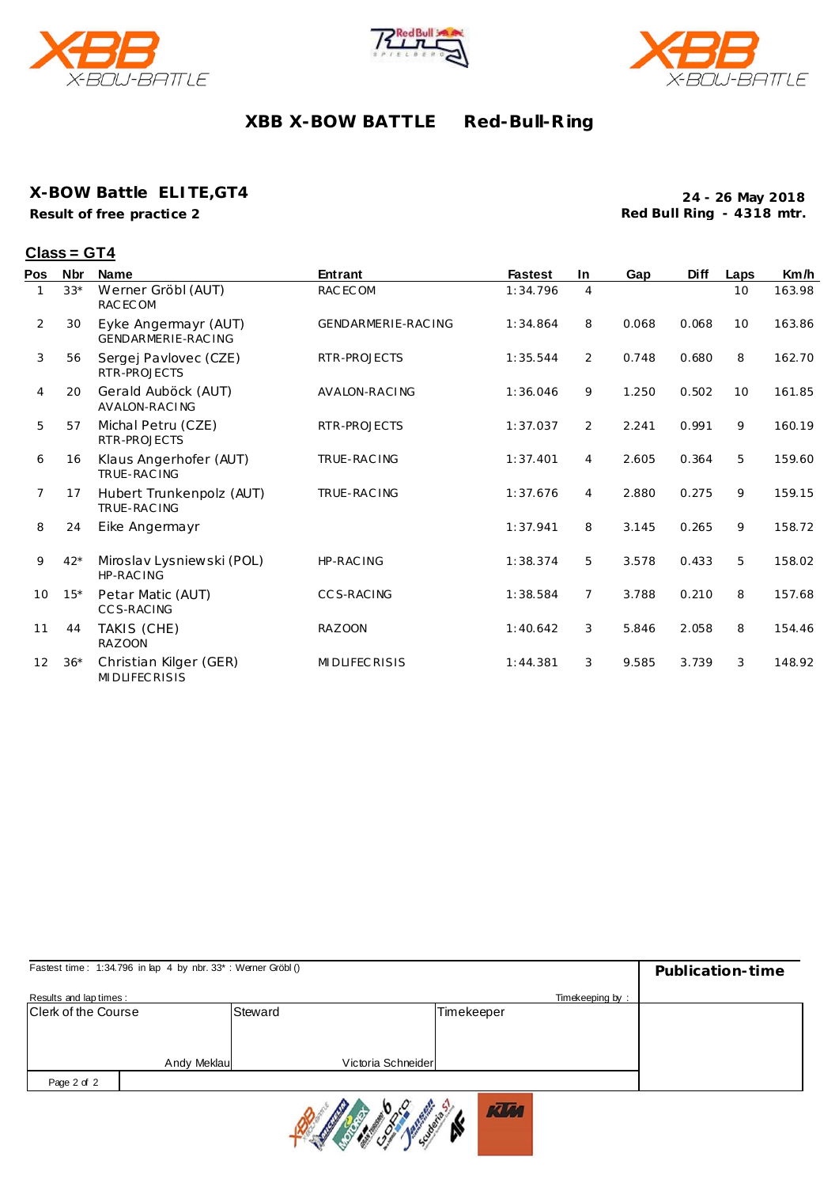# XBB X-BOW BATTLE Red-Bull-Ring

## X-BOW Battle ELITE,GT4

**Result of free practice 2**

**24 - 26 May 2018**
**Red Bull Ring - 4318 mtr.**

**Class = GT4**

| Pos | Nbr | Name | Entrant | Fastest | In | Gap | Diff | Laps | Km/h |
|---|---|---|---|---|---|---|---|---|---|
| 1 | 33* | Werner Gröbl (AUT) RACECOM | RACECOM | 1:34.796 | 4 | | | 10 | 163.98 |
| 2 | 30 | Eyke Angermayr (AUT) GENDARMERIE-RACING | GENDARMERIE-RACING | 1:34.864 | 8 | 0.068 | 0.068 | 10 | 163.86 |
| 3 | 56 | Sergej Pavlovec (CZE) RTR-PROJECTS | RTR-PROJECTS | 1:35.544 | 2 | 0.748 | 0.680 | 8 | 162.70 |
| 4 | 20 | Gerald Auböck (AUT) AVALON-RACING | AVALON-RACING | 1:36.046 | 9 | 1.250 | 0.502 | 10 | 161.85 |
| 5 | 57 | Michal Petru (CZE) RTR-PROJECTS | RTR-PROJECTS | 1:37.037 | 2 | 2.241 | 0.991 | 9 | 160.19 |
| 6 | 16 | Klaus Angerhofer (AUT) TRUE-RACING | TRUE-RACING | 1:37.401 | 4 | 2.605 | 0.364 | 5 | 159.60 |
| 7 | 17 | Hubert Trunkenpolz (AUT) TRUE-RACING | TRUE-RACING | 1:37.676 | 4 | 2.880 | 0.275 | 9 | 159.15 |
| 8 | 24 | Eike Angermayr | | 1:37.941 | 8 | 3.145 | 0.265 | 9 | 158.72 |
| 9 | 42* | Miroslav Lysniewski (POL) HP-RACING | HP-RACING | 1:38.374 | 5 | 3.578 | 0.433 | 5 | 158.02 |
| 10 | 15* | Petar Matic (AUT) CCS-RACING | CCS-RACING | 1:38.584 | 7 | 3.788 | 0.210 | 8 | 157.68 |
| 11 | 44 | TAKIS (CHE) RAZOON | RAZOON | 1:40.642 | 3 | 5.846 | 2.058 | 8 | 154.46 |
| 12 | 36* | Christian Kilger (GER) MIDLIFECRISIS | MIDLIFECRISIS | 1:44.381 | 3 | 9.585 | 3.739 | 3 | 148.92 |

Fastest time : 1:34.796 in lap 4 by nbr. 33* : Werner Gröbl ()

**Publication-time**

Results and lap times :

Timekeeping by :

| Clerk of the Course | Steward | Timekeeper |
|---|---|---|
| Andy Meklau | Victoria Schneider | |